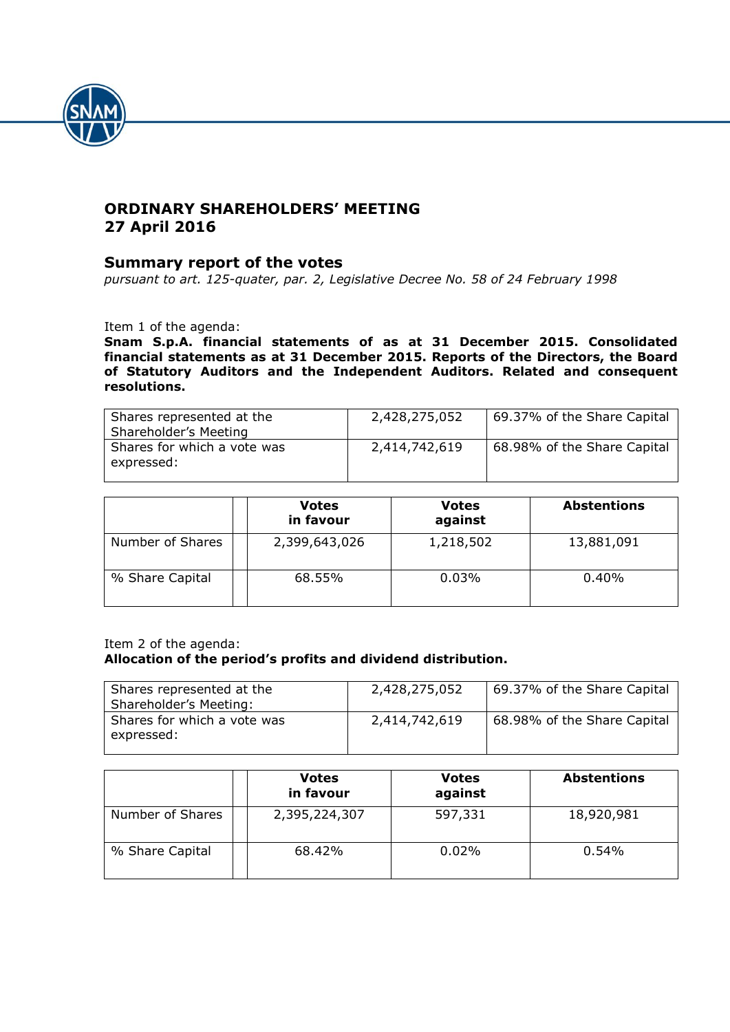# ORDINARY SHAREHOLDERS' MEETING
# 27 April 2016

## Summary report of the votes

*pursuant to art. 125-quater, par. 2, Legislative Decree No. 58 of 24 February 1998*

Item 1 of the agenda:
**Snam S.p.A. financial statements of as at 31 December 2015. Consolidated financial statements as at 31 December 2015. Reports of the Directors, the Board of Statutory Auditors and the Independent Auditors. Related and consequent resolutions.**

| | | |
|---|---|---|
| Shares represented at the Shareholder's Meeting | 2,428,275,052 | 69.37% of the Share Capital |
| Shares for which a vote was expressed: | 2,414,742,619 | 68.98% of the Share Capital |

| | | Votes in favour | Votes against | Abstentions |
|---|---|---|---|---|
| Number of Shares | | 2,399,643,026 | 1,218,502 | 13,881,091 |
| % Share Capital | | 68.55% | 0.03% | 0.40% |

Item 2 of the agenda:
**Allocation of the period's profits and dividend distribution.**

| | | |
|---|---|---|
| Shares represented at the Shareholder's Meeting: | 2,428,275,052 | 69.37% of the Share Capital |
| Shares for which a vote was expressed: | 2,414,742,619 | 68.98% of the Share Capital |

| | | Votes in favour | Votes against | Abstentions |
|---|---|---|---|---|
| Number of Shares | | 2,395,224,307 | 597,331 | 18,920,981 |
| % Share Capital | | 68.42% | 0.02% | 0.54% |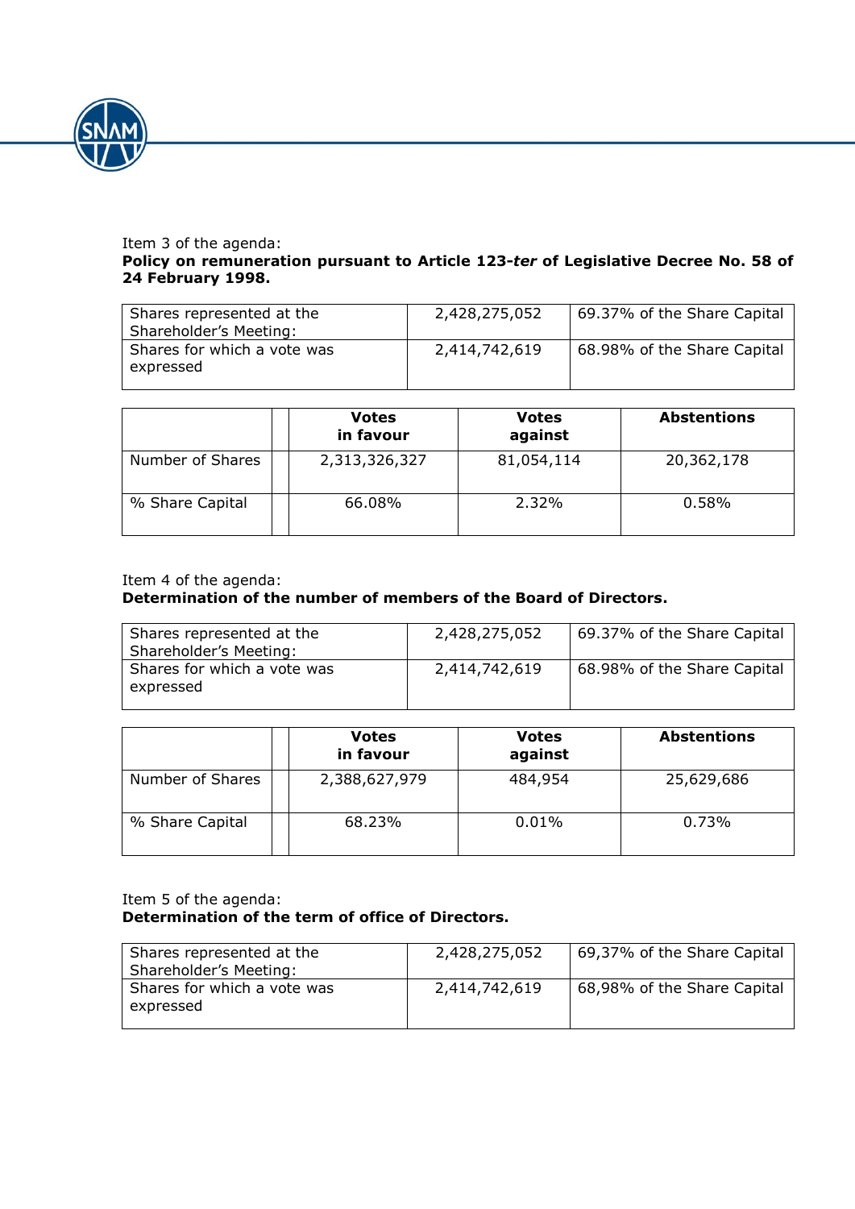Item 3 of the agenda:
**Policy on remuneration pursuant to Article 123-*ter* of Legislative Decree No. 58 of 24 February 1998.**

| | | |
|---|---|---|
| Shares represented at the Shareholder's Meeting: | 2,428,275,052 | 69.37% of the Share Capital |
| Shares for which a vote was expressed | 2,414,742,619 | 68.98% of the Share Capital |

| | | Votes in favour | Votes against | Abstentions |
|---|---|---|---|---|
| Number of Shares | | 2,313,326,327 | 81,054,114 | 20,362,178 |
| % Share Capital | | 66.08% | 2.32% | 0.58% |

Item 4 of the agenda:
**Determination of the number of members of the Board of Directors.**

| | | |
|---|---|---|
| Shares represented at the Shareholder's Meeting: | 2,428,275,052 | 69.37% of the Share Capital |
| Shares for which a vote was expressed | 2,414,742,619 | 68.98% of the Share Capital |

| | | Votes in favour | Votes against | Abstentions |
|---|---|---|---|---|
| Number of Shares | | 2,388,627,979 | 484,954 | 25,629,686 |
| % Share Capital | | 68.23% | 0.01% | 0.73% |

Item 5 of the agenda:
**Determination of the term of office of Directors.**

| | | |
|---|---|---|
| Shares represented at the Shareholder's Meeting: | 2,428,275,052 | 69,37% of the Share Capital |
| Shares for which a vote was expressed | 2,414,742,619 | 68,98% of the Share Capital |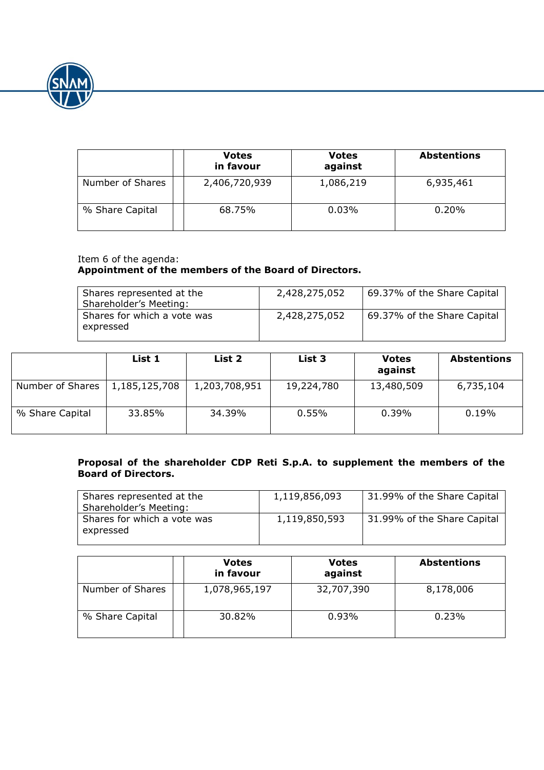| | | Votes in favour | Votes against | Abstentions |
|---|---|---|---|---|
| Number of Shares | | 2,406,720,939 | 1,086,219 | 6,935,461 |
| % Share Capital | | 68.75% | 0.03% | 0.20% |

Item 6 of the agenda:
**Appointment of the members of the Board of Directors.**

| | | |
|---|---|---|
| Shares represented at the Shareholder's Meeting: | 2,428,275,052 | 69.37% of the Share Capital |
| Shares for which a vote was expressed | 2,428,275,052 | 69.37% of the Share Capital |

| | List 1 | List 2 | List 3 | Votes against | Abstentions |
|---|---|---|---|---|---|
| Number of Shares | 1,185,125,708 | 1,203,708,951 | 19,224,780 | 13,480,509 | 6,735,104 |
| % Share Capital | 33.85% | 34.39% | 0.55% | 0.39% | 0.19% |

**Proposal of the shareholder CDP Reti S.p.A. to supplement the members of the Board of Directors.**

| | | |
|---|---|---|
| Shares represented at the Shareholder's Meeting: | 1,119,856,093 | 31.99% of the Share Capital |
| Shares for which a vote was expressed | 1,119,850,593 | 31.99% of the Share Capital |

| | | Votes in favour | Votes against | Abstentions |
|---|---|---|---|---|
| Number of Shares | | 1,078,965,197 | 32,707,390 | 8,178,006 |
| % Share Capital | | 30.82% | 0.93% | 0.23% |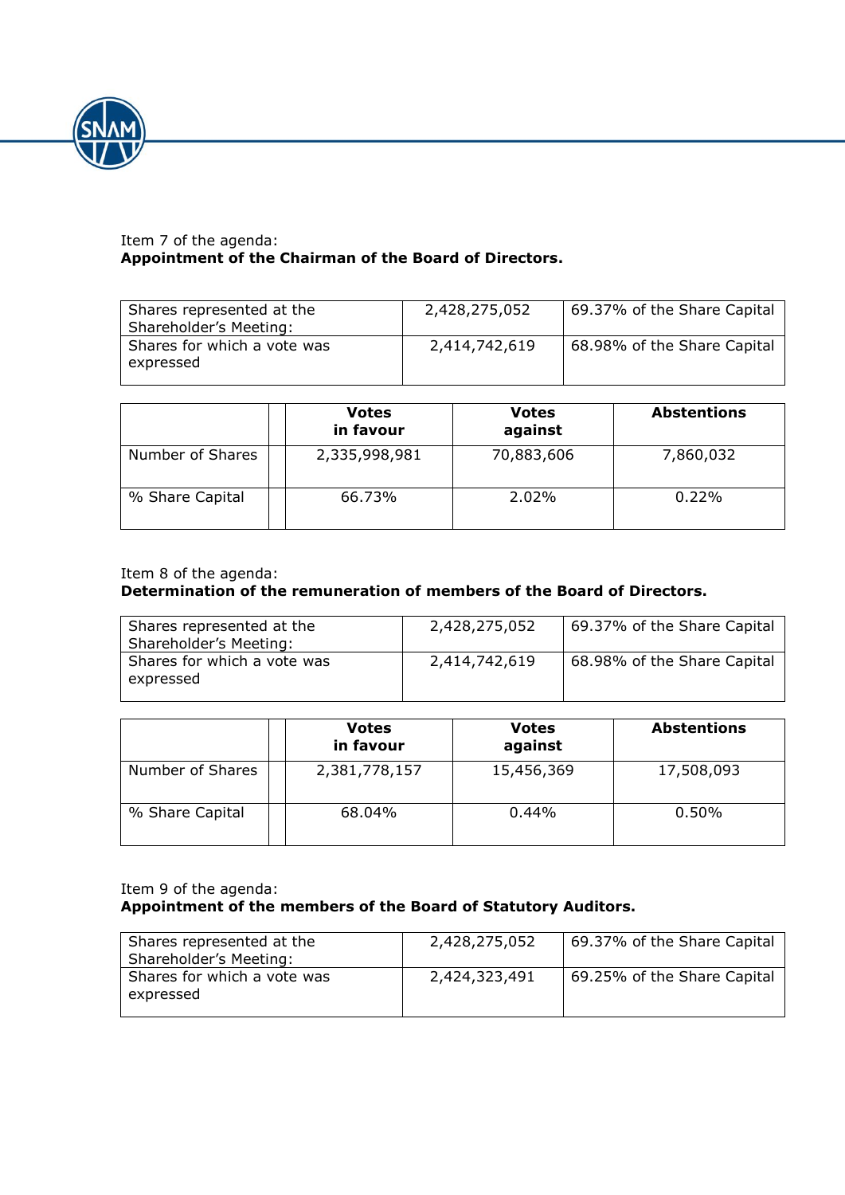Item 7 of the agenda:
**Appointment of the Chairman of the Board of Directors.**

| | | |
|---|---|---|
| Shares represented at the Shareholder's Meeting: | 2,428,275,052 | 69.37% of the Share Capital |
| Shares for which a vote was expressed | 2,414,742,619 | 68.98% of the Share Capital |

| | | **Votes in favour** | **Votes against** | **Abstentions** |
|---|---|---|---|---|
| Number of Shares | | 2,335,998,981 | 70,883,606 | 7,860,032 |
| % Share Capital | | 66.73% | 2.02% | 0.22% |

Item 8 of the agenda:
**Determination of the remuneration of members of the Board of Directors.**

| | | |
|---|---|---|
| Shares represented at the Shareholder's Meeting: | 2,428,275,052 | 69.37% of the Share Capital |
| Shares for which a vote was expressed | 2,414,742,619 | 68.98% of the Share Capital |

| | | **Votes in favour** | **Votes against** | **Abstentions** |
|---|---|---|---|---|
| Number of Shares | | 2,381,778,157 | 15,456,369 | 17,508,093 |
| % Share Capital | | 68.04% | 0.44% | 0.50% |

Item 9 of the agenda:
**Appointment of the members of the Board of Statutory Auditors.**

| | | |
|---|---|---|
| Shares represented at the Shareholder's Meeting: | 2,428,275,052 | 69.37% of the Share Capital |
| Shares for which a vote was expressed | 2,424,323,491 | 69.25% of the Share Capital |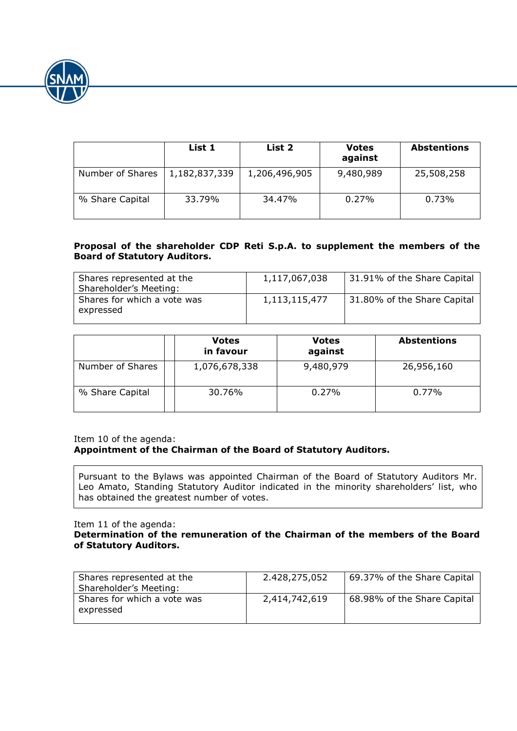| | List 1 | List 2 | Votes against | Abstentions |
|---|---|---|---|---|
| Number of Shares | 1,182,837,339 | 1,206,496,905 | 9,480,989 | 25,508,258 |
| % Share Capital | 33.79% | 34.47% | 0.27% | 0.73% |

**Proposal of the shareholder CDP Reti S.p.A. to supplement the members of the Board of Statutory Auditors.**

| | | |
|---|---|---|
| Shares represented at the Shareholder's Meeting: | 1,117,067,038 | 31.91% of the Share Capital |
| Shares for which a vote was expressed | 1,113,115,477 | 31.80% of the Share Capital |

| | Votes in favour | Votes against | Abstentions |
|---|---|---|---|
| Number of Shares | 1,076,678,338 | 9,480,979 | 26,956,160 |
| % Share Capital | 30.76% | 0.27% | 0.77% |

Item 10 of the agenda:
**Appointment of the Chairman of the Board of Statutory Auditors.**

Pursuant to the Bylaws was appointed Chairman of the Board of Statutory Auditors Mr. Leo Amato, Standing Statutory Auditor indicated in the minority shareholders' list, who has obtained the greatest number of votes.

Item 11 of the agenda:
**Determination of the remuneration of the Chairman of the members of the Board of Statutory Auditors.**

| | | |
|---|---|---|
| Shares represented at the Shareholder's Meeting: | 2.428,275,052 | 69.37% of the Share Capital |
| Shares for which a vote was expressed | 2,414,742,619 | 68.98% of the Share Capital |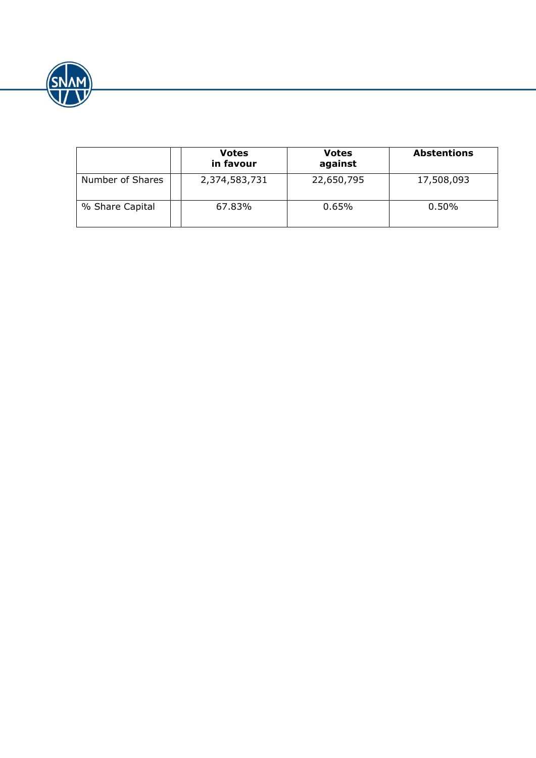| | | Votes in favour | Votes against | Abstentions |
|---|---|---|---|---|
| Number of Shares | | 2,374,583,731 | 22,650,795 | 17,508,093 |
| % Share Capital | | 67.83% | 0.65% | 0.50% |